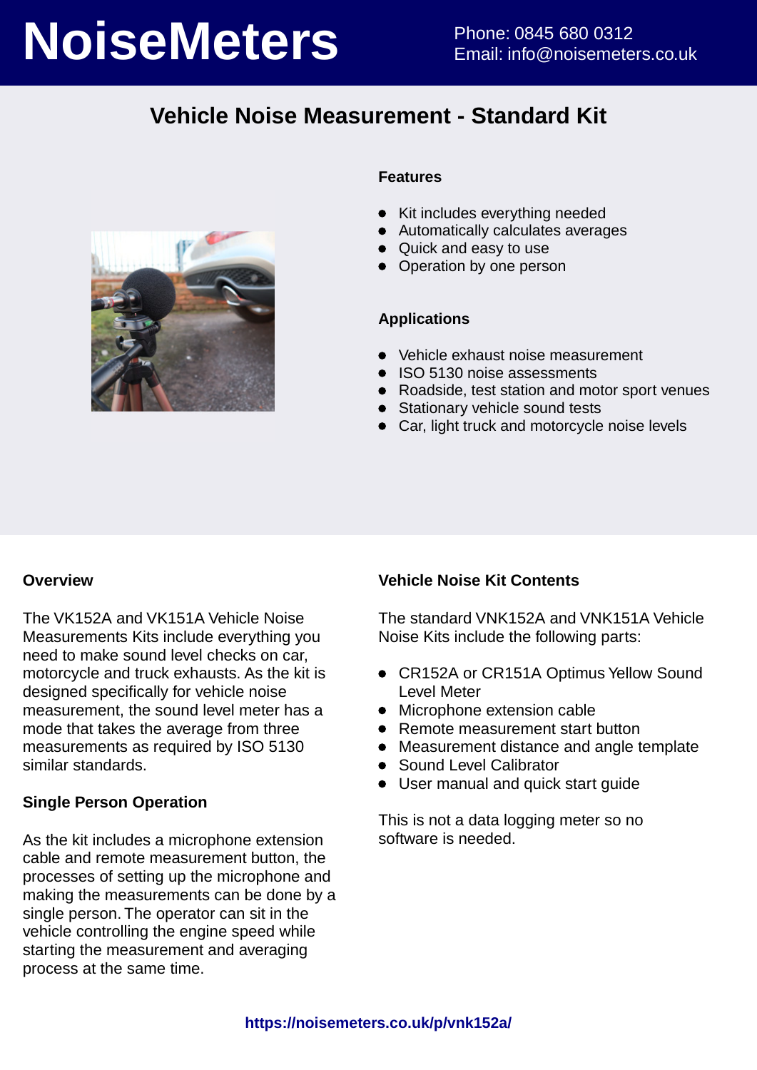# NoiseMeters

Phone: 0845 680 0312
Email: info@noisemeters.co.uk

## Vehicle Noise Measurement - Standard Kit

### Features

- Kit includes everything needed
- Automatically calculates averages
- Quick and easy to use
- Operation by one person

### Applications

- Vehicle exhaust noise measurement
- ISO 5130 noise assessments
- Roadside, test station and motor sport venues
- Stationary vehicle sound tests
- Car, light truck and motorcycle noise levels

### Overview

The VK152A and VK151A Vehicle Noise Measurements Kits include everything you need to make sound level checks on car, motorcycle and truck exhausts. As the kit is designed specifically for vehicle noise measurement, the sound level meter has a mode that takes the average from three measurements as required by ISO 5130 similar standards.

### Single Person Operation

As the kit includes a microphone extension cable and remote measurement button, the processes of setting up the microphone and making the measurements can be done by a single person. The operator can sit in the vehicle controlling the engine speed while starting the measurement and averaging process at the same time.

### Vehicle Noise Kit Contents

The standard VNK152A and VNK151A Vehicle Noise Kits include the following parts:

- CR152A or CR151A Optimus Yellow Sound Level Meter
- Microphone extension cable
- Remote measurement start button
- Measurement distance and angle template
- Sound Level Calibrator
- User manual and quick start guide

This is not a data logging meter so no software is needed.

https://noisemeters.co.uk/p/vnk152a/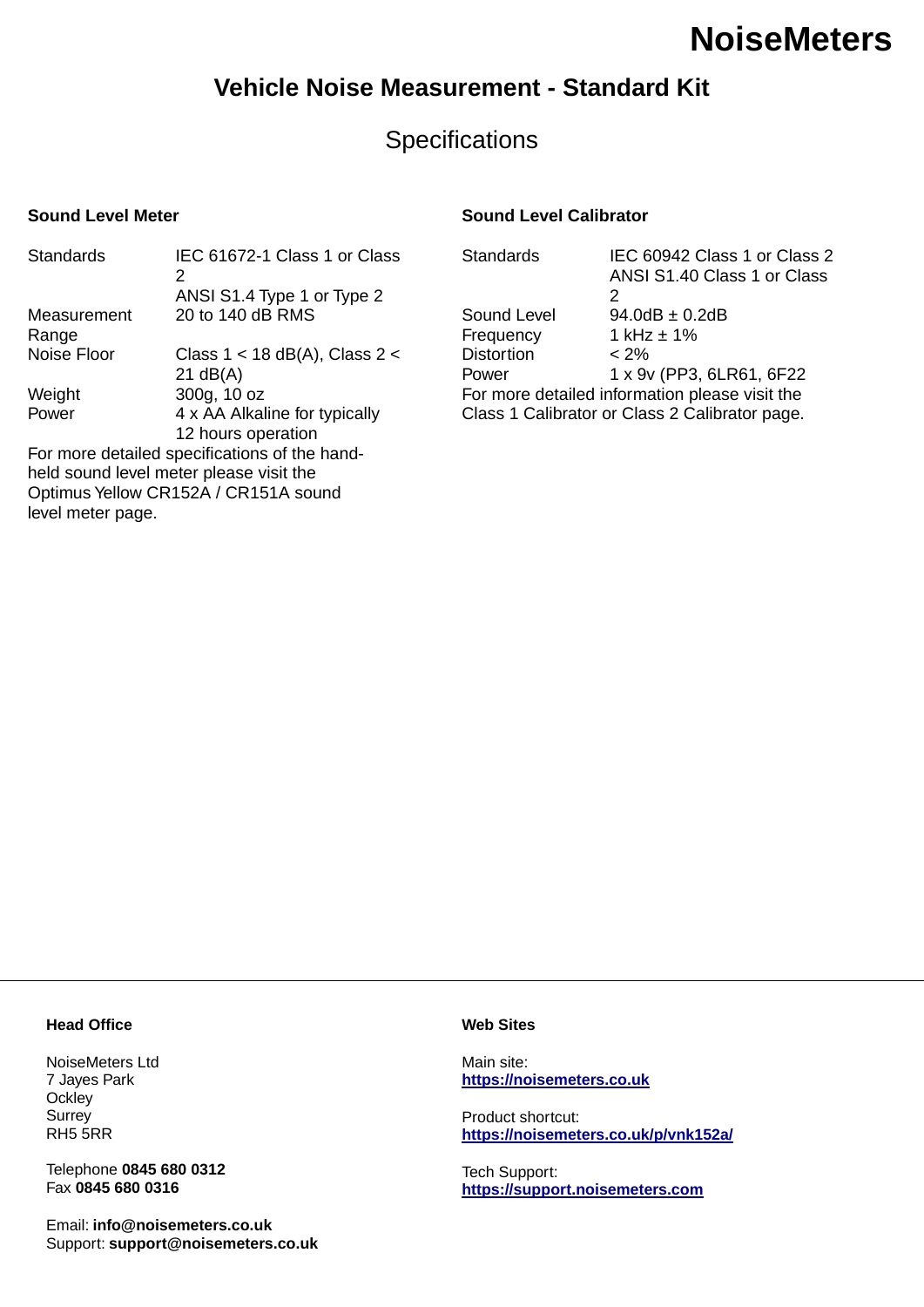# NoiseMeters

## Vehicle Noise Measurement - Standard Kit

## Specifications

### Sound Level Meter

| | |
|---|---|
| Standards | IEC 61672-1 Class 1 or Class 2<br>ANSI S1.4 Type 1 or Type 2 |
| Measurement Range | 20 to 140 dB RMS |
| Noise Floor | Class 1 < 18 dB(A), Class 2 < 21 dB(A) |
| Weight | 300g, 10 oz |
| Power | 4 x AA Alkaline for typically 12 hours operation |

For more detailed specifications of the hand-held sound level meter please visit the Optimus Yellow CR152A / CR151A sound level meter page.

### Sound Level Calibrator

| | |
|---|---|
| Standards | IEC 60942 Class 1 or Class 2<br>ANSI S1.40 Class 1 or Class 2 |
| Sound Level | 94.0dB ± 0.2dB |
| Frequency | 1 kHz ± 1% |
| Distortion | < 2% |
| Power | 1 x 9v (PP3, 6LR61, 6F22 |

For more detailed information please visit the Class 1 Calibrator or Class 2 Calibrator page.

**Head Office**

NoiseMeters Ltd
7 Jayes Park
Ockley
Surrey
RH5 5RR

Telephone **0845 680 0312**
Fax **0845 680 0316**

Email: **info@noisemeters.co.uk**
Support: **support@noisemeters.co.uk**

**Web Sites**

Main site:
**https://noisemeters.co.uk**

Product shortcut:
**https://noisemeters.co.uk/p/vnk152a/**

Tech Support:
**https://support.noisemeters.com**